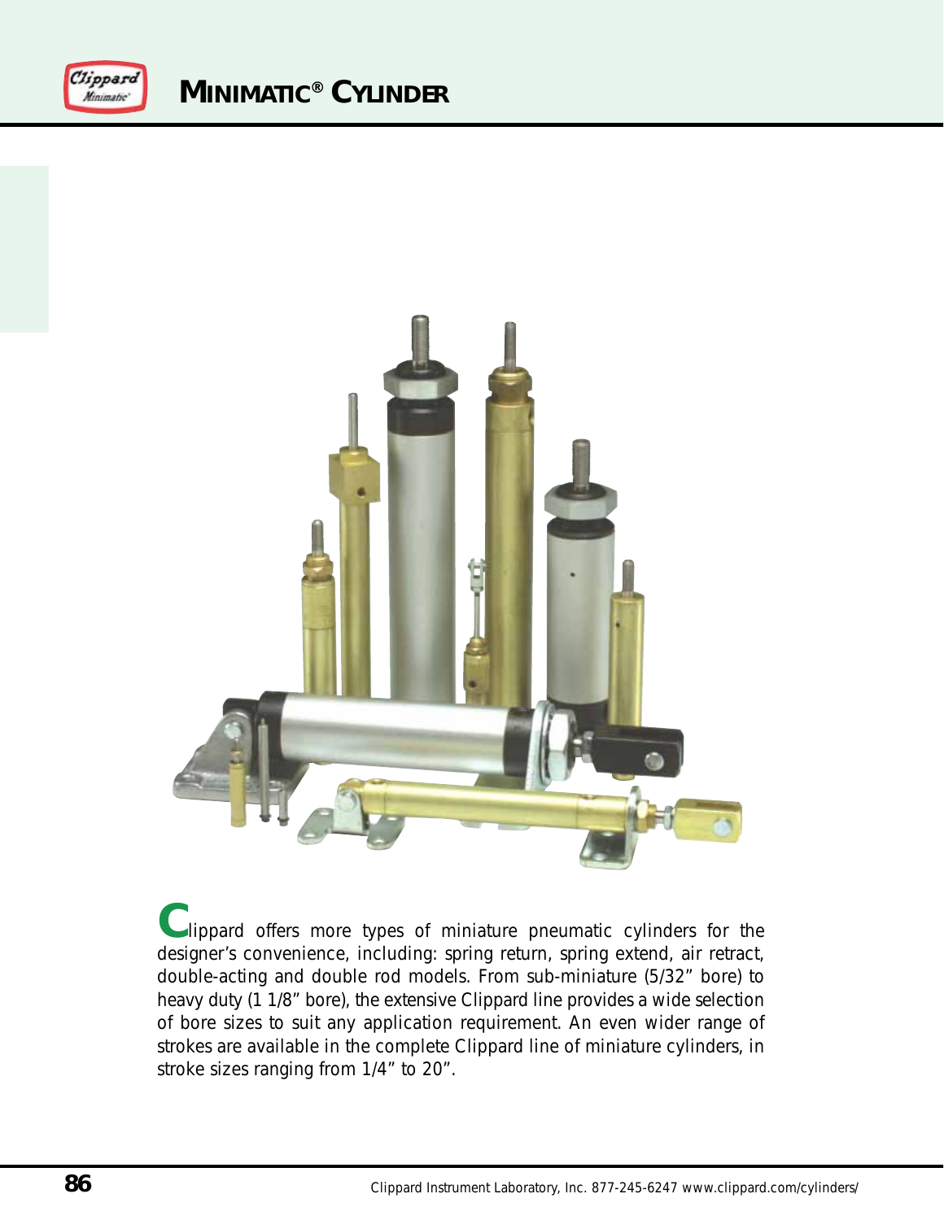# MINIMATIC® CYLINDER

Clippard offers more types of miniature pneumatic cylinders for the designer's convenience, including: spring return, spring extend, air retract, double-acting and double rod models. From sub-miniature (5/32" bore) to heavy duty (1 1/8" bore), the extensive Clippard line provides a wide selection of bore sizes to suit any application requirement. An even wider range of strokes are available in the complete Clippard line of miniature cylinders, in stroke sizes ranging from 1/4" to 20".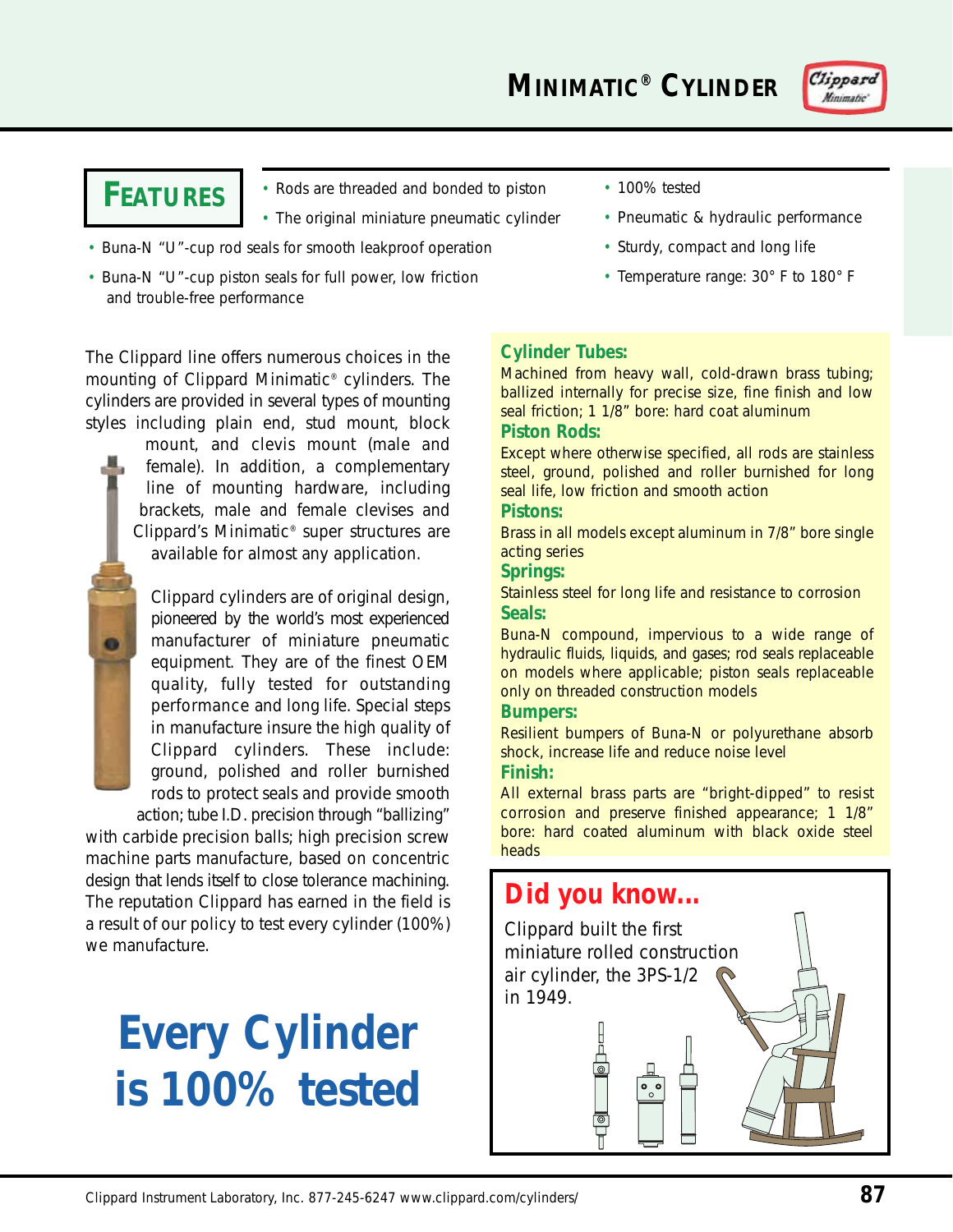# MINIMATIC® CYLINDER

## FEATURES

- Rods are threaded and bonded to piston
- The original miniature pneumatic cylinder
- Buna-N "U"-cup rod seals for smooth leakproof operation
- Buna-N "U"-cup piston seals for full power, low friction and trouble-free performance
- 100% tested
- Pneumatic & hydraulic performance
- Sturdy, compact and long life
- Temperature range: 30° F to 180° F

The Clippard line offers numerous choices in the mounting of Clippard Minimatic® cylinders. The cylinders are provided in several types of mounting styles including plain end, stud mount, block mount, and clevis mount (male and female). In addition, a complementary line of mounting hardware, including brackets, male and female clevises and Clippard's Minimatic® super structures are available for almost any application.

Clippard cylinders are of original design, pioneered by the world's most experienced manufacturer of miniature pneumatic equipment. They are of the finest OEM quality, fully tested for outstanding performance and long life. Special steps in manufacture insure the high quality of Clippard cylinders. These include: ground, polished and roller burnished rods to protect seals and provide smooth action; tube I.D. precision through "ballizing" with carbide precision balls; high precision screw machine parts manufacture, based on concentric design that lends itself to close tolerance machining. The reputation Clippard has earned in the field is a result of our policy to test every cylinder (100%) we manufacture.

**Every Cylinder is 100% tested**

### Cylinder Tubes:
Machined from heavy wall, cold-drawn brass tubing; ballized internally for precise size, fine finish and low seal friction; 1 1/8" bore: hard coat aluminum

### Piston Rods:
Except where otherwise specified, all rods are stainless steel, ground, polished and roller burnished for long seal life, low friction and smooth action

### Pistons:
Brass in all models except aluminum in 7/8" bore single acting series

### Springs:
Stainless steel for long life and resistance to corrosion

### Seals:
Buna-N compound, impervious to a wide range of hydraulic fluids, liquids, and gases; rod seals replaceable on models where applicable; piston seals replaceable only on threaded construction models

### Bumpers:
Resilient bumpers of Buna-N or polyurethane absorb shock, increase life and reduce noise level

### Finish:
All external brass parts are "bright-dipped" to resist corrosion and preserve finished appearance; 1 1/8" bore: hard coated aluminum with black oxide steel heads

## Did you know...

Clippard built the first miniature rolled construction air cylinder, the 3PS-1/2 in 1949.

Clippard Instrument Laboratory, Inc. 877-245-6247 www.clippard.com/cylinders/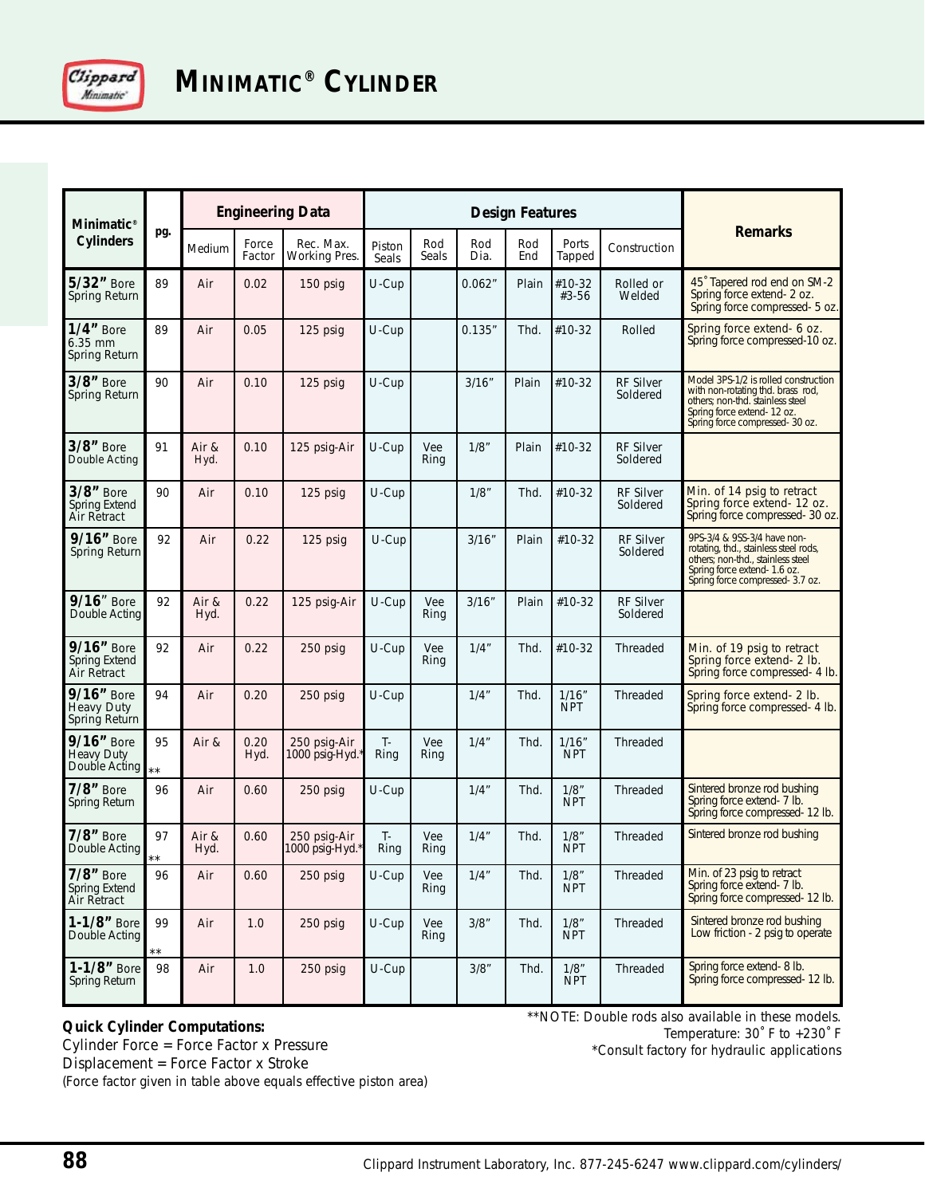# MINIMATIC® CYLINDER

| Minimatic® Cylinders | pg. | Engineering Data | | | Design Features | | | | | | Remarks |
|---|---|---|---|---|---|---|---|---|---|---|---|
| | | Medium | Force Factor | Rec. Max. Working Pres. | Piston Seals | Rod Seals | Rod Dia. | Rod End | Ports Tapped | Construction | |
| **5/32"** Bore Spring Return | 89 | Air | 0.02 | 150 psig | U-Cup | | 0.062" | Plain | #10-32 #3-56 | Rolled or Welded | 45° Tapered rod end on SM-2 Spring force extend- 2 oz. Spring force compressed- 5 oz. |
| **1/4"** Bore 6.35 mm Spring Return | 89 | Air | 0.05 | 125 psig | U-Cup | | 0.135" | Thd. | #10-32 | Rolled | Spring force extend- 6 oz. Spring force compressed-10 oz. |
| **3/8"** Bore Spring Return | 90 | Air | 0.10 | 125 psig | U-Cup | | 3/16" | Plain | #10-32 | RF Silver Soldered | Model 3PS-1/2 is rolled construction with non-rotating thd. brass rod, others; non-thd. stainless steel Spring force extend- 12 oz. Spring force compressed- 30 oz. |
| **3/8"** Bore Double Acting | 91 | Air & Hyd. | 0.10 | 125 psig-Air | U-Cup | Vee Ring | 1/8" | Plain | #10-32 | RF Silver Soldered | |
| **3/8"** Bore Spring Extend Air Retract | 90 | Air | 0.10 | 125 psig | U-Cup | | 1/8" | Thd. | #10-32 | RF Silver Soldered | Min. of 14 psig to retract Spring force extend- 12 oz. Spring force compressed- 30 oz. |
| **9/16"** Bore Spring Return | 92 | Air | 0.22 | 125 psig | U-Cup | | 3/16" | Plain | #10-32 | RF Silver Soldered | 9PS-3/4 & 9SS-3/4 have non-rotating, thd., stainless steel rods, others; non-thd., stainless steel Spring force extend- 1.6 oz. Spring force compressed- 3.7 oz. |
| **9/16"** Bore Double Acting | 92 | Air & Hyd. | 0.22 | 125 psig-Air | U-Cup | Vee Ring | 3/16" | Plain | #10-32 | RF Silver Soldered | |
| **9/16"** Bore Spring Extend Air Retract | 92 | Air | 0.22 | 250 psig | U-Cup | Vee Ring | 1/4" | Thd. | #10-32 | Threaded | Min. of 19 psig to retract Spring force extend- 2 lb. Spring force compressed- 4 lb. |
| **9/16"** Bore Heavy Duty Spring Return | 94 | Air | 0.20 | 250 psig | U-Cup | | 1/4" | Thd. | 1/16" NPT | Threaded | Spring force extend- 2 lb. Spring force compressed- 4 lb. |
| **9/16"** Bore Heavy Duty Double Acting | 95 ** | Air & Hyd. | 0.20 | 250 psig-Air 1000 psig-Hyd.* | T-Ring | Vee Ring | 1/4" | Thd. | 1/16" NPT | Threaded | |
| **7/8"** Bore Spring Return | 96 | Air | 0.60 | 250 psig | U-Cup | | 1/4" | Thd. | 1/8" NPT | Threaded | Sintered bronze rod bushing Spring force extend- 7 lb. Spring force compressed- 12 lb. |
| **7/8"** Bore Double Acting | 97 ** | Air & Hyd. | 0.60 | 250 psig-Air 1000 psig-Hyd.* | T-Ring | Vee Ring | 1/4" | Thd. | 1/8" NPT | Threaded | Sintered bronze rod bushing |
| **7/8"** Bore Spring Extend Air Retract | 96 | Air | 0.60 | 250 psig | U-Cup | Vee Ring | 1/4" | Thd. | 1/8" NPT | Threaded | Min. of 23 psig to retract Spring force extend- 7 lb. Spring force compressed- 12 lb. |
| **1-1/8"** Bore Double Acting | 99 ** | Air | 1.0 | 250 psig | U-Cup | Vee Ring | 3/8" | Thd. | 1/8" NPT | Threaded | Sintered bronze rod bushing Low friction - 2 psig to operate |
| **1-1/8"** Bore Spring Return | 98 | Air | 1.0 | 250 psig | U-Cup | | 3/8" | Thd. | 1/8" NPT | Threaded | Spring force extend- 8 lb. Spring force compressed- 12 lb. |

**Quick Cylinder Computations:**
Cylinder Force = Force Factor x Pressure
Displacement = Force Factor x Stroke
(Force factor given in table above equals effective piston area)

**NOTE: Double rods also available in these models.
Temperature: 30° F to +230° F
*Consult factory for hydraulic applications

Clippard Instrument Laboratory, Inc. 877-245-6247 www.clippard.com/cylinders/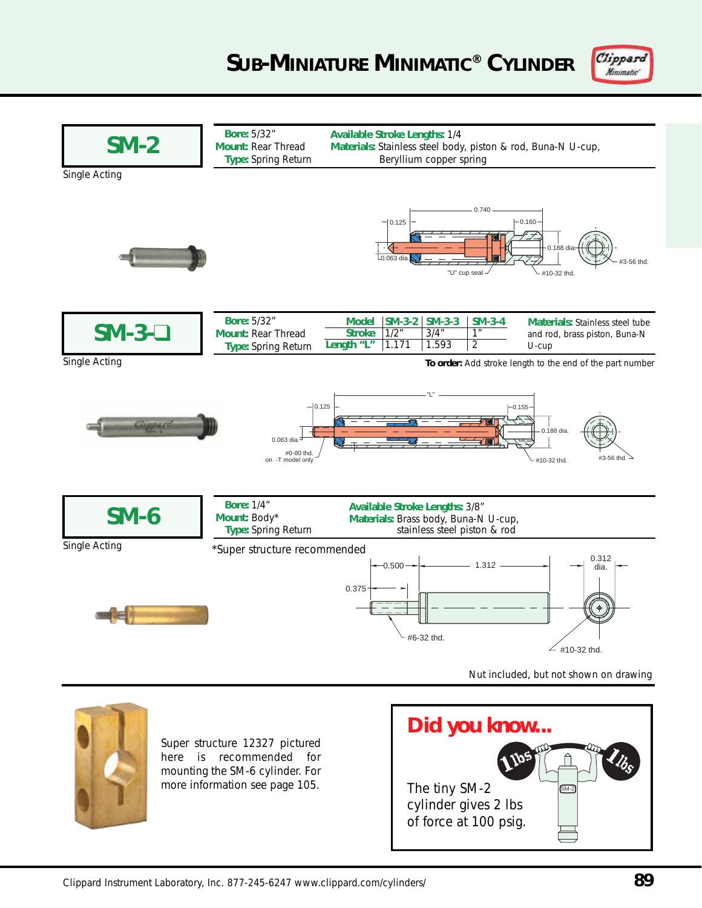# SUB-MINIATURE MINIMATIC® CYLINDER

## SM-2

Single Acting

**Bore:** 5/32"
**Mount:** Rear Thread
**Type:** Spring Return

**Available Stroke Lengths:** 1/4
**Materials:** Stainless steel body, piston & rod, Buna-N U-cup, Beryllium copper spring

0.740
0.125
0.160
0.188 dia.
0.063 dia.
"U" cup seal
#10-32 thd.
#3-56 thd.

## SM-3-❑

Single Acting

**Bore:** 5/32"
**Mount:** Rear Thread
**Type:** Spring Return

| Model | SM-3-2 | SM-3-3 | SM-3-4 |
|---|---|---|---|
| Stroke | 1/2" | 3/4" | 1" |
| Length "L" | 1.171 | 1.593 | 2 |

**Materials:** Stainless steel tube and rod, brass piston, Buna-N U-cup

**To order:** Add stroke length to the end of the part number

"L"
0.125
0.155
0.063 dia.
0.188 dia.
#0-80 thd. on -T model only
#10-32 thd.
#3-56 thd.

## SM-6

Single Acting

**Bore:** 1/4"
**Mount:** Body*
**Type:** Spring Return

**Available Stroke Lengths:** 3/8"
**Materials:** Brass body, Buna-N U-cup, stainless steel piston & rod

*Super structure recommended

0.500
1.312
0.312 dia.
0.375
#6-32 thd.
#10-32 thd.

Nut included, but not shown on drawing

Super structure 12327 pictured here is recommended for mounting the SM-6 cylinder. For more information see page 105.

**Did you know...**

The tiny SM-2 cylinder gives 2 lbs of force at 100 psig.

Clippard Instrument Laboratory, Inc. 877-245-6247 www.clippard.com/cylinders/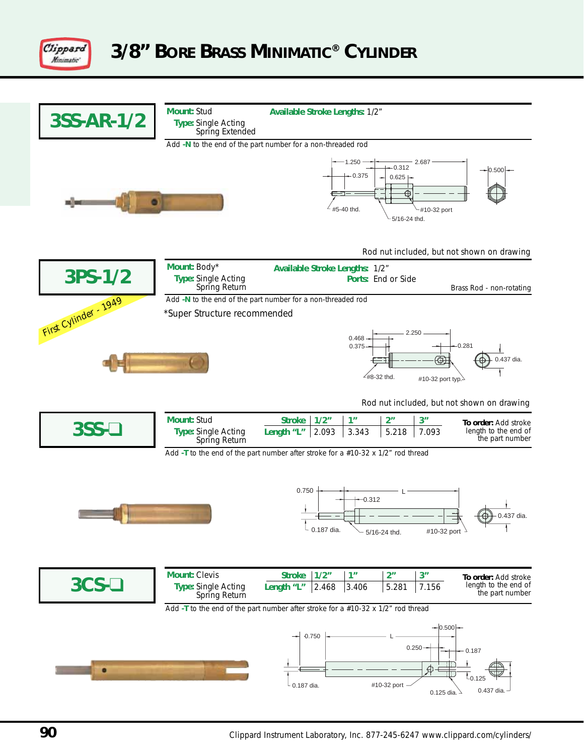# 3/8" Bore Brass Minimatic® Cylinder

## 3SS-AR-1/2

**Mount:** Stud
**Type:** Single Acting, Spring Extended
**Available Stroke Lengths:** 1/2"

Add **-N** to the end of the part number for a non-threaded rod

1.250, 0.375, 0.312, 0.625, 2.687, 0.500, #5-40 thd., #10-32 port, 5/16-24 thd.

Rod nut included, but not shown on drawing

## 3PS-1/2

First Cylinder - 1949

**Mount:** Body*
**Type:** Single Acting, Spring Return
**Available Stroke Lengths:** 1/2"
**Ports:** End or Side

Brass Rod - non-rotating

Add **-N** to the end of the part number for a non-threaded rod

*Super Structure recommended

0.468, 0.375, 2.250, 0.281, 0.437 dia., #8-32 thd., #10-32 port typ.

Rod nut included, but not shown on drawing

## 3SS-❑

**Mount:** Stud
**Type:** Single Acting, Spring Return

| Stroke | 1/2" | 1" | 2" | 3" |
|---|---|---|---|---|
| Length "L" | 2.093 | 3.343 | 5.218 | 7.093 |

**To order:** Add stroke length to the end of the part number

Add **-T** to the end of the part number after stroke for a #10-32 x 1/2" rod thread

0.750, L, 0.312, 0.437 dia., 0.187 dia., 5/16-24 thd., #10-32 port

## 3CS-❑

**Mount:** Clevis
**Type:** Single Acting, Spring Return

| Stroke | 1/2" | 1" | 2" | 3" |
|---|---|---|---|---|
| Length "L" | 2.468 | 3.406 | 5.281 | 7.156 |

**To order:** Add stroke length to the end of the part number

Add **-T** to the end of the part number after stroke for a #10-32 x 1/2" rod thread

0.750, L, 0.500, 0.250, 0.187, 0.125, 0.187 dia., #10-32 port, 0.125 dia., 0.437 dia.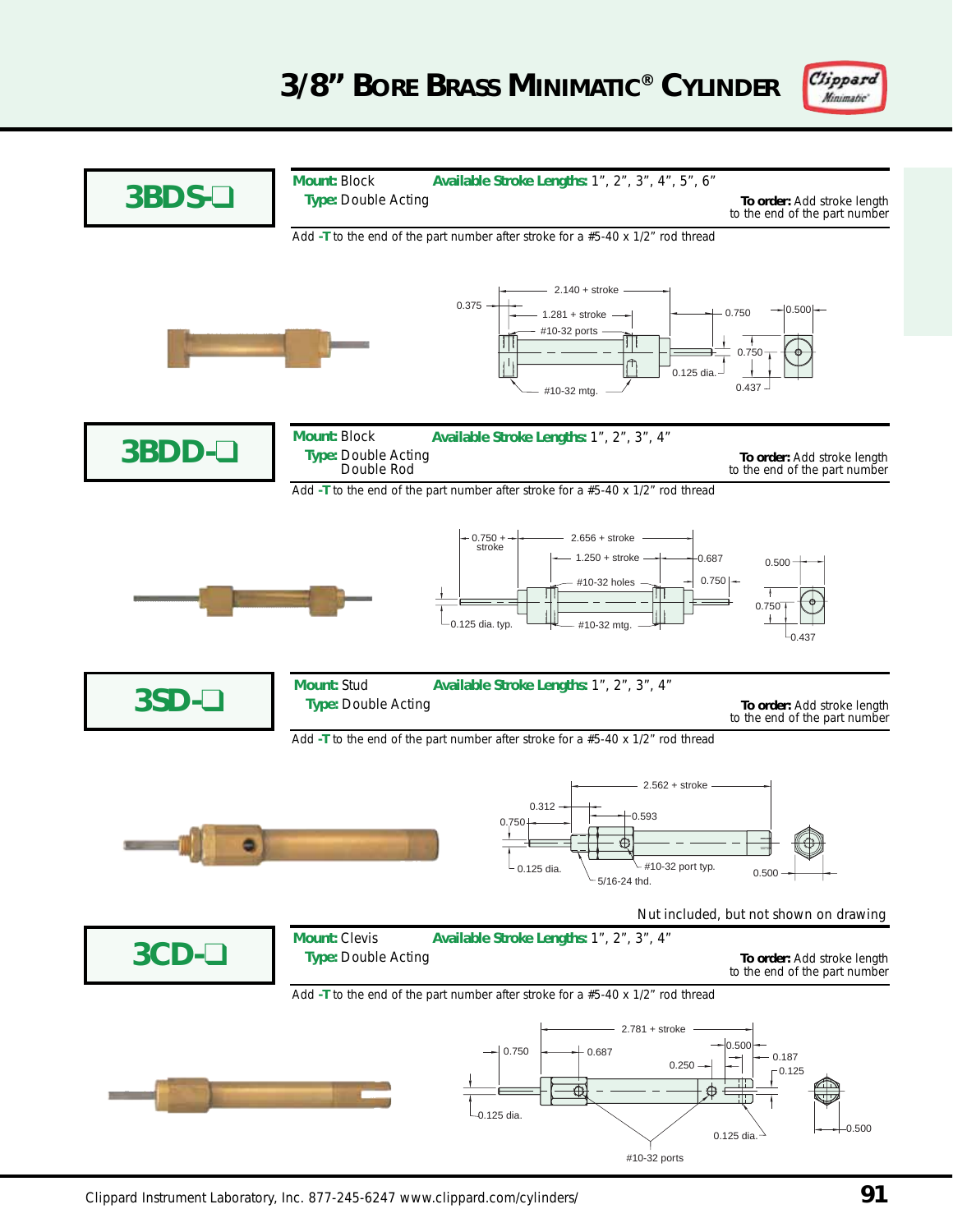# 3/8" Bore Brass Minimatic® Cylinder

## 3BDS-❑

**Mount:** Block **Available Stroke Lengths:** 1", 2", 3", 4", 5", 6"

**Type:** Double Acting

**To order:** Add stroke length to the end of the part number

Add **-T** to the end of the part number after stroke for a #5-40 x 1/2" rod thread

0.375 | 2.140 + stroke | 1.281 + stroke | #10-32 ports | 0.750 | 0.500 | 0.750 | 0.125 dia. | 0.437 | #10-32 mtg.

## 3BDD-❑

**Mount:** Block **Available Stroke Lengths:** 1", 2", 3", 4"

**Type:** Double Acting
Double Rod

**To order:** Add stroke length to the end of the part number

Add **-T** to the end of the part number after stroke for a #5-40 x 1/2" rod thread

0.750 + stroke | 2.656 + stroke | 1.250 + stroke | 0.687 | #10-32 holes | 0.750 | 0.500 | 0.750 | 0.125 dia. typ. | #10-32 mtg. | 0.437

## 3SD-❑

**Mount:** Stud **Available Stroke Lengths:** 1", 2", 3", 4"

**Type:** Double Acting

**To order:** Add stroke length to the end of the part number

Add **-T** to the end of the part number after stroke for a #5-40 x 1/2" rod thread

2.562 + stroke | 0.312 | 0.750 | 0.593 | 0.125 dia. | #10-32 port typ. | 5/16-24 thd. | 0.500

Nut included, but not shown on drawing

## 3CD-❑

**Mount:** Clevis **Available Stroke Lengths:** 1", 2", 3", 4"

**Type:** Double Acting

**To order:** Add stroke length to the end of the part number

Add **-T** to the end of the part number after stroke for a #5-40 x 1/2" rod thread

2.781 + stroke | 0.750 | 0.687 | 0.500 | 0.187 | 0.250 | 0.125 | 0.125 dia. | 0.125 dia. | 0.500 | #10-32 ports

Clippard Instrument Laboratory, Inc. 877-245-6247 www.clippard.com/cylinders/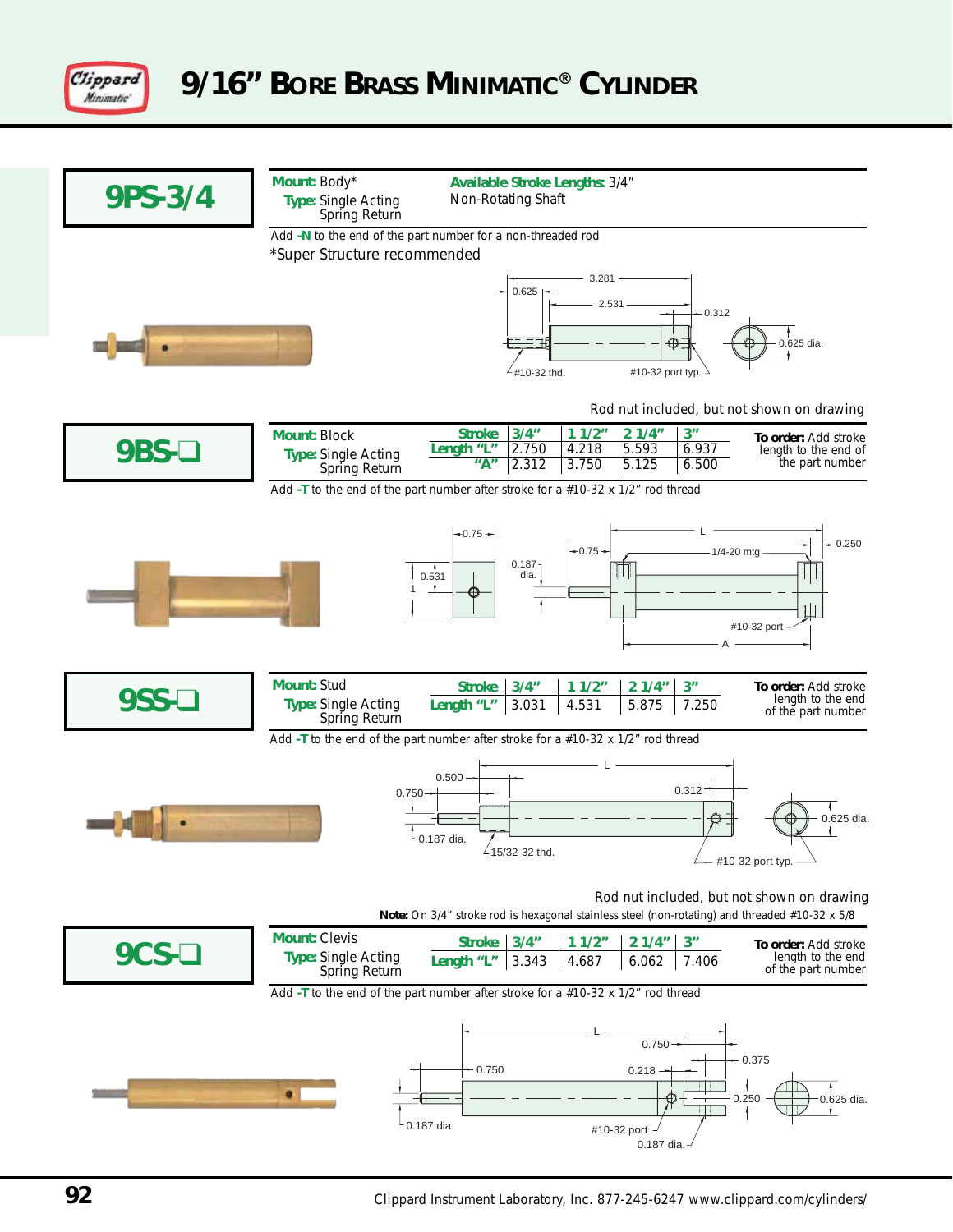# 9/16" Bore Brass Minimatic® Cylinder

## 9PS-3/4

**Mount:** Body*
**Type:** Single Acting Spring Return

**Available Stroke Lengths:** 3/4"
Non-Rotating Shaft

Add **-N** to the end of the part number for a non-threaded rod

*Super Structure recommended

Rod nut included, but not shown on drawing

## 9BS-❑

**Mount:** Block
**Type:** Single Acting Spring Return

| Stroke | 3/4" | 1 1/2" | 2 1/4" | 3" |
|---|---|---|---|---|
| Length "L" | 2.750 | 4.218 | 5.593 | 6.937 |
| "A" | 2.312 | 3.750 | 5.125 | 6.500 |

**To order:** Add stroke length to the end of the part number

Add **-T** to the end of the part number after stroke for a #10-32 x 1/2" rod thread

## 9SS-❑

**Mount:** Stud
**Type:** Single Acting Spring Return

| Stroke | 3/4" | 1 1/2" | 2 1/4" | 3" |
|---|---|---|---|---|
| Length "L" | 3.031 | 4.531 | 5.875 | 7.250 |

**To order:** Add stroke length to the end of the part number

Add **-T** to the end of the part number after stroke for a #10-32 x 1/2" rod thread

Rod nut included, but not shown on drawing

**Note:** On 3/4" stroke rod is hexagonal stainless steel (non-rotating) and threaded #10-32 x 5/8

## 9CS-❑

**Mount:** Clevis
**Type:** Single Acting Spring Return

| Stroke | 3/4" | 1 1/2" | 2 1/4" | 3" |
|---|---|---|---|---|
| Length "L" | 3.343 | 4.687 | 6.062 | 7.406 |

**To order:** Add stroke length to the end of the part number

Add **-T** to the end of the part number after stroke for a #10-32 x 1/2" rod thread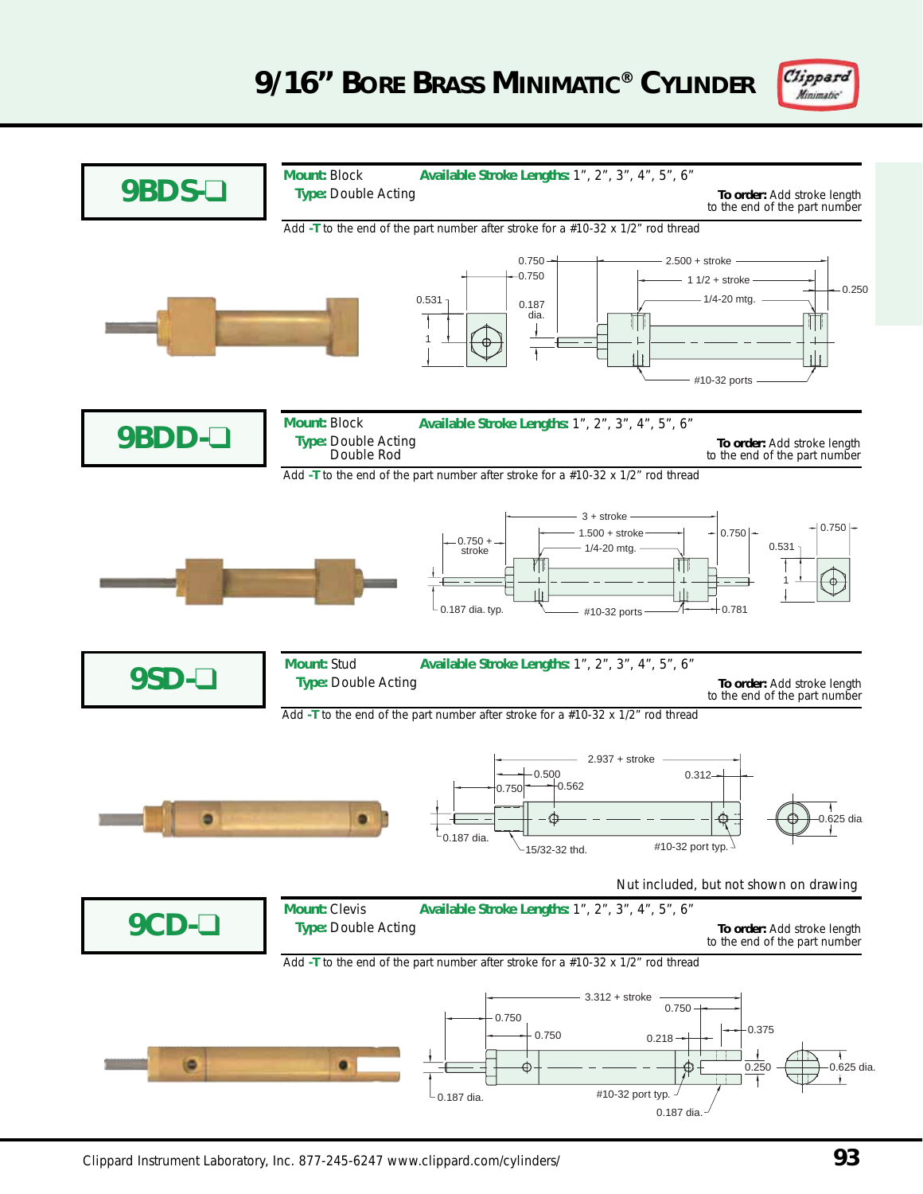# 9/16" Bore Brass Minimatic® Cylinder

## 9BDS-❑

**Mount:** Block  **Available Stroke Lengths:** 1", 2", 3", 4", 5", 6"

**Type:** Double Acting

**To order:** Add stroke length to the end of the part number

Add **-T** to the end of the part number after stroke for a #10-32 x 1/2" rod thread

0.750 · 0.750 · 2.500 + stroke · 1 1/2 + stroke · 0.250 · 0.531 · 0.187 dia. · 1/4-20 mtg. · 1 · #10-32 ports

## 9BDD-❑

**Mount:** Block  **Available Stroke Lengths:** 1", 2", 3", 4", 5", 6"

**Type:** Double Acting
Double Rod

**To order:** Add stroke length to the end of the part number

Add **-T** to the end of the part number after stroke for a #10-32 x 1/2" rod thread

3 + stroke · 0.750 + stroke · 1.500 + stroke · 0.750 · 0.750 · 1/4-20 mtg. · 0.531 · 1 · 0.187 dia. typ. · #10-32 ports · 0.781

## 9SD-❑

**Mount:** Stud  **Available Stroke Lengths:** 1", 2", 3", 4", 5", 6"

**Type:** Double Acting

**To order:** Add stroke length to the end of the part number

Add **-T** to the end of the part number after stroke for a #10-32 x 1/2" rod thread

2.937 + stroke · 0.500 · 0.312 · 0.750 · 0.562 · 0.625 dia · 0.187 dia. · 15/32-32 thd. · #10-32 port typ.

Nut included, but not shown on drawing

## 9CD-❑

**Mount:** Clevis  **Available Stroke Lengths:** 1", 2", 3", 4", 5", 6"

**Type:** Double Acting

**To order:** Add stroke length to the end of the part number

Add **-T** to the end of the part number after stroke for a #10-32 x 1/2" rod thread

3.312 + stroke · 0.750 · 0.750 · 0.750 · 0.375 · 0.218 · 0.250 · 0.625 dia. · 0.187 dia. · #10-32 port typ. · 0.187 dia.

Clippard Instrument Laboratory, Inc. 877-245-6247 www.clippard.com/cylinders/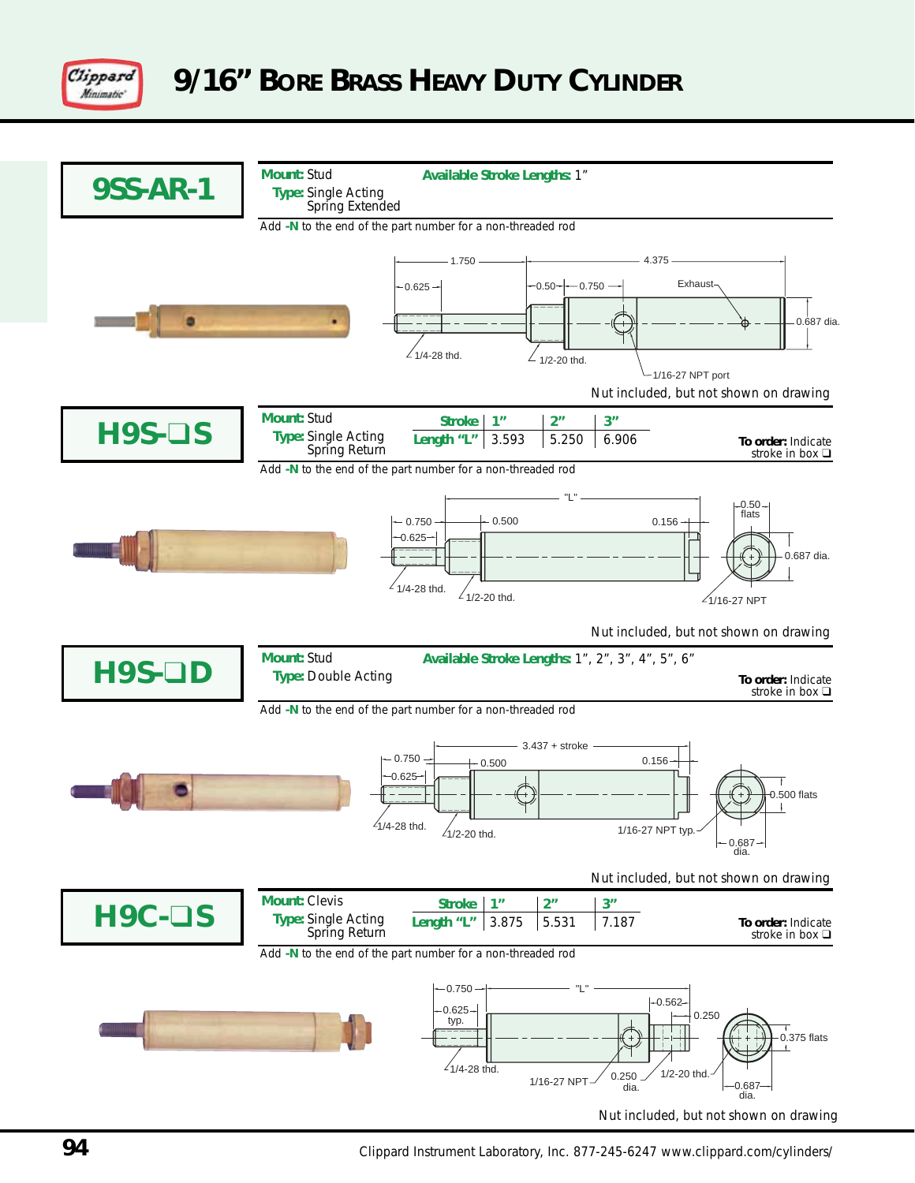# 9/16" Bore Brass Heavy Duty Cylinder

## 9SS-AR-1

**Mount:** Stud
**Type:** Single Acting Spring Extended

**Available Stroke Lengths:** 1"

Add **-N** to the end of the part number for a non-threaded rod

1.750 | 4.375 | 0.625 | 0.50 | 0.750 | Exhaust | 0.687 dia. | 1/4-28 thd. | 1/2-20 thd. | 1/16-27 NPT port

Nut included, but not shown on drawing

## H9S-❑S

**Mount:** Stud
**Type:** Single Acting Spring Return

| **Stroke** | 1" | 2" | 3" |
|---|---|---|---|
| **Length "L"** | 3.593 | 5.250 | 6.906 |

**To order:** Indicate stroke in box ❑

Add **-N** to the end of the part number for a non-threaded rod

"L" | 0.750 | 0.625 | 0.500 | 0.156 | 0.50 flats | 0.687 dia. | 1/4-28 thd. | 1/2-20 thd. | 1/16-27 NPT

Nut included, but not shown on drawing

## H9S-❑D

**Mount:** Stud
**Type:** Double Acting

**Available Stroke Lengths:** 1", 2", 3", 4", 5", 6"

**To order:** Indicate stroke in box ❑

Add **-N** to the end of the part number for a non-threaded rod

3.437 + stroke | 0.750 | 0.625 | 0.500 | 0.156 | 0.500 flats | 0.687 dia. | 1/4-28 thd. | 1/2-20 thd. | 1/16-27 NPT typ.

Nut included, but not shown on drawing

## H9C-❑S

**Mount:** Clevis
**Type:** Single Acting Spring Return

| **Stroke** | 1" | 2" | 3" |
|---|---|---|---|
| **Length "L"** | 3.875 | 5.531 | 7.187 |

**To order:** Indicate stroke in box ❑

Add **-N** to the end of the part number for a non-threaded rod

"L" | 0.750 | 0.625 typ. | 0.562 | 0.250 | 0.375 flats | 0.687 dia. | 1/4-28 thd. | 1/16-27 NPT | 0.250 dia. | 1/2-20 thd.

Nut included, but not shown on drawing

Clippard Instrument Laboratory, Inc. 877-245-6247 www.clippard.com/cylinders/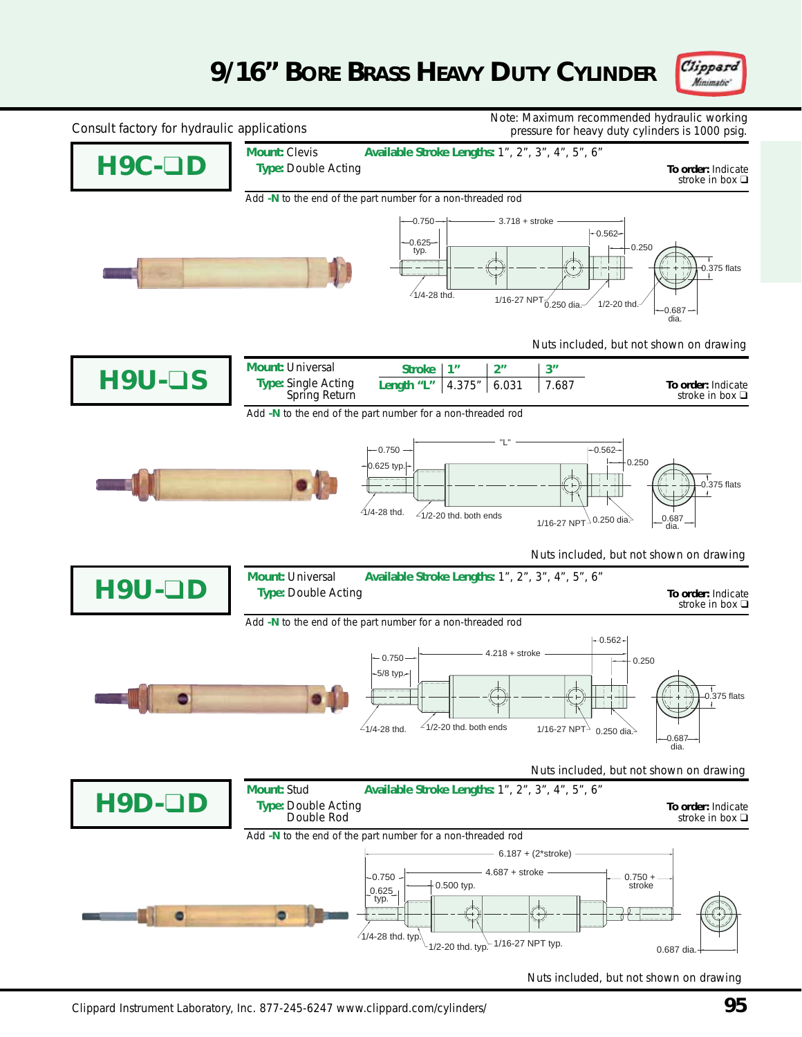# 9/16" Bore Brass Heavy Duty Cylinder

Consult factory for hydraulic applications

Note: Maximum recommended hydraulic working pressure for heavy duty cylinders is 1000 psig.

## H9C-❑D

**Mount:** Clevis
**Type:** Double Acting

**Available Stroke Lengths:** 1", 2", 3", 4", 5", 6"

**To order:** Indicate stroke in box ❑

Add **-N** to the end of the part number for a non-threaded rod

0.750 | 3.718 + stroke | 0.562 | 0.250 | 0.625 typ. | 0.375 flats | 1/4-28 thd. | 1/16-27 NPT | 0.250 dia. | 1/2-20 thd. | 0.687 dia.

Nuts included, but not shown on drawing

## H9U-❑S

**Mount:** Universal
**Type:** Single Acting Spring Return

| Stroke | 1" | 2" | 3" |
|---|---|---|---|
| Length "L" | 4.375" | 6.031 | 7.687 |

**To order:** Indicate stroke in box ❑

Add **-N** to the end of the part number for a non-threaded rod

0.750 | "L" | 0.562 | 0.250 | 0.625 typ. | 0.375 flats | 1/4-28 thd. | 1/2-20 thd. both ends | 1/16-27 NPT | 0.250 dia. | 0.687 dia.

Nuts included, but not shown on drawing

## H9U-❑D

**Mount:** Universal
**Type:** Double Acting

**Available Stroke Lengths:** 1", 2", 3", 4", 5", 6"

**To order:** Indicate stroke in box ❑

Add **-N** to the end of the part number for a non-threaded rod

0.562 | 0.750 | 4.218 + stroke | 0.250 | 5/8 typ. | 0.375 flats | 1/4-28 thd. | 1/2-20 thd. both ends | 1/16-27 NPT | 0.250 dia. | 0.687 dia.

Nuts included, but not shown on drawing

## H9D-❑D

**Mount:** Stud
**Type:** Double Acting Double Rod

**Available Stroke Lengths:** 1", 2", 3", 4", 5", 6"

**To order:** Indicate stroke in box ❑

Add **-N** to the end of the part number for a non-threaded rod

6.187 + (2*stroke) | 0.750 | 4.687 + stroke | 0.750 + stroke | 0.625 typ. | 0.500 typ. | 1/4-28 thd. typ. | 1/2-20 thd. typ. | 1/16-27 NPT typ. | 0.687 dia.

Nuts included, but not shown on drawing

Clippard Instrument Laboratory, Inc. 877-245-6247 www.clippard.com/cylinders/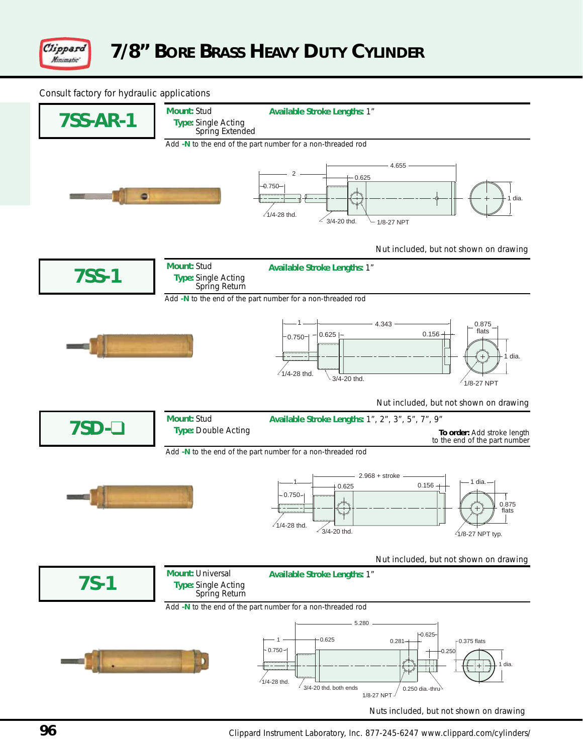# 7/8" Bore Brass Heavy Duty Cylinder

Consult factory for hydraulic applications

## 7SS-AR-1

**Mount:** Stud
**Type:** Single Acting Spring Extended

**Available Stroke Lengths:** 1"

Add **-N** to the end of the part number for a non-threaded rod

Nut included, but not shown on drawing

## 7SS-1

**Mount:** Stud
**Type:** Single Acting Spring Return

**Available Stroke Lengths:** 1"

Add **-N** to the end of the part number for a non-threaded rod

Nut included, but not shown on drawing

## 7SD-❑

**Mount:** Stud
**Type:** Double Acting

**Available Stroke Lengths:** 1", 2", 3", 5", 7", 9"

**To order:** Add stroke length to the end of the part number

Add **-N** to the end of the part number for a non-threaded rod

Nut included, but not shown on drawing

## 7S-1

**Mount:** Universal
**Type:** Single Acting Spring Return

**Available Stroke Lengths:** 1"

Add **-N** to the end of the part number for a non-threaded rod

Nuts included, but not shown on drawing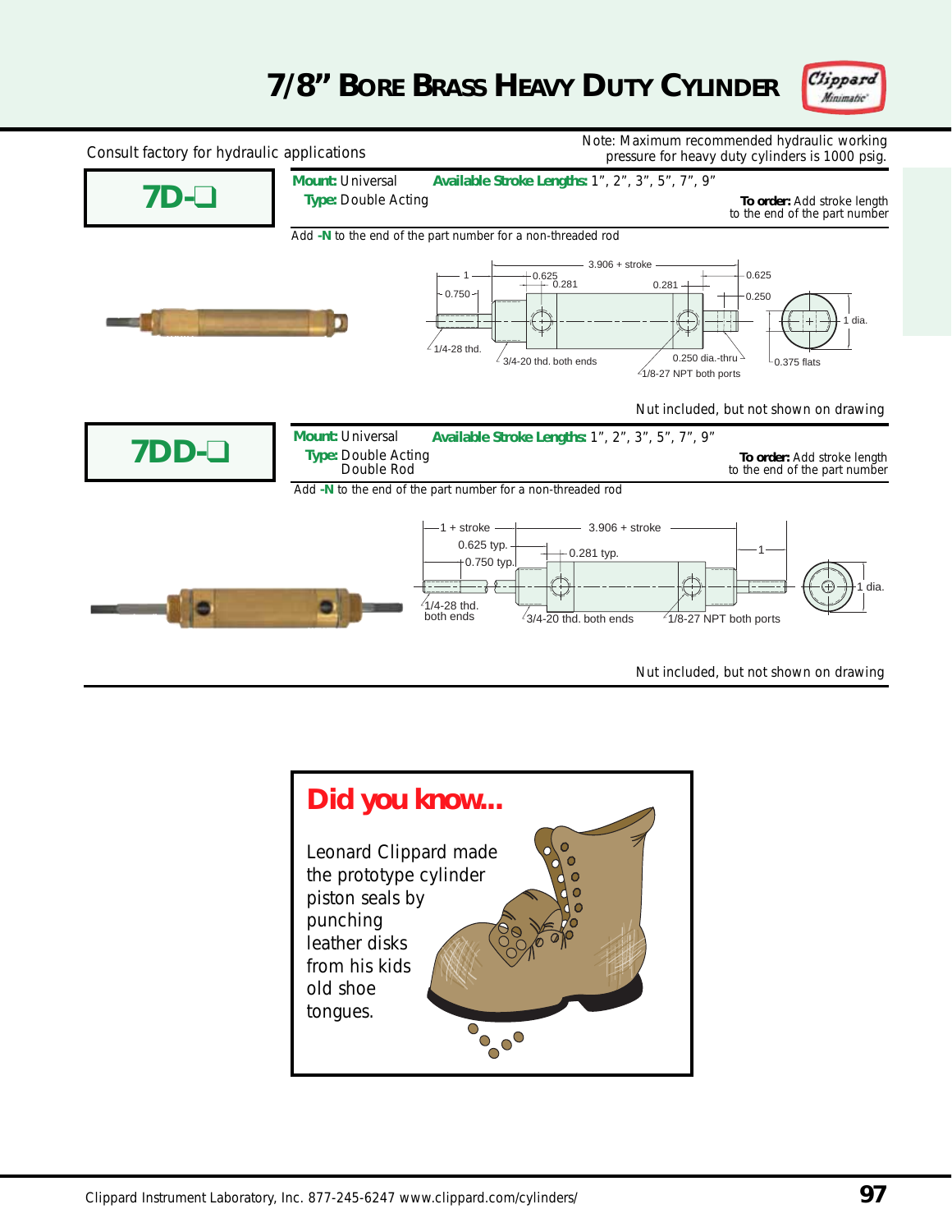# 7/8" BORE BRASS HEAVY DUTY CYLINDER

Consult factory for hydraulic applications

Note: Maximum recommended hydraulic working pressure for heavy duty cylinders is 1000 psig.

## 7D-❑

**Mount:** Universal  **Available Stroke Lengths:** 1", 2", 3", 5", 7", 9"
**Type:** Double Acting

**To order:** Add stroke length to the end of the part number

Add **-N** to the end of the part number for a non-threaded rod

1
0.750
0.625
0.281
3.906 + stroke
0.281
0.625
0.250
1 dia.
1/4-28 thd.
3/4-20 thd. both ends
0.250 dia.-thru
1/8-27 NPT both ports
0.375 flats

Nut included, but not shown on drawing

## 7DD-❑

**Mount:** Universal  **Available Stroke Lengths:** 1", 2", 3", 5", 7", 9"
**Type:** Double Acting
Double Rod

**To order:** Add stroke length to the end of the part number

Add **-N** to the end of the part number for a non-threaded rod

1 + stroke
3.906 + stroke
0.625 typ.
0.750 typ.
0.281 typ.
1
1 dia.
1/4-28 thd. both ends
3/4-20 thd. both ends
1/8-27 NPT both ports

Nut included, but not shown on drawing

**Did you know...**

Leonard Clippard made the prototype cylinder piston seals by punching leather disks from his kids old shoe tongues.

Clippard Instrument Laboratory, Inc. 877-245-6247 www.clippard.com/cylinders/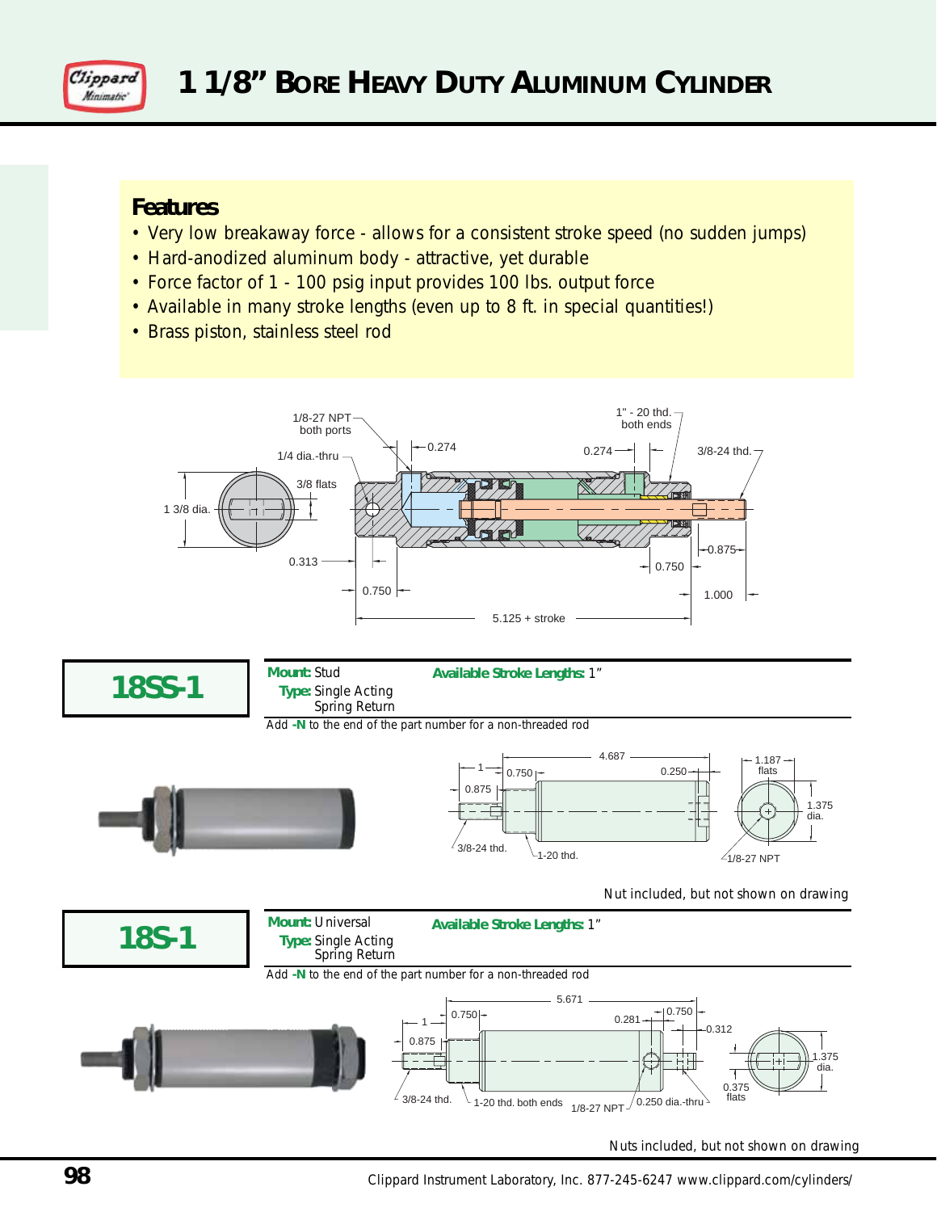# 1 1/8" Bore Heavy Duty Aluminum Cylinder

## Features

- Very low breakaway force - allows for a consistent stroke speed (no sudden jumps)
- Hard-anodized aluminum body - attractive, yet durable
- Force factor of 1 - 100 psig input provides 100 lbs. output force
- Available in many stroke lengths (even up to 8 ft. in special quantities!)
- Brass piston, stainless steel rod

## 18SS-1

**Mount:** Stud
**Type:** Single Acting Spring Return

**Available Stroke Lengths:** 1"

Add **-N** to the end of the part number for a non-threaded rod

Nut included, but not shown on drawing

## 18S-1

**Mount:** Universal
**Type:** Single Acting Spring Return

**Available Stroke Lengths:** 1"

Add **-N** to the end of the part number for a non-threaded rod

Nuts included, but not shown on drawing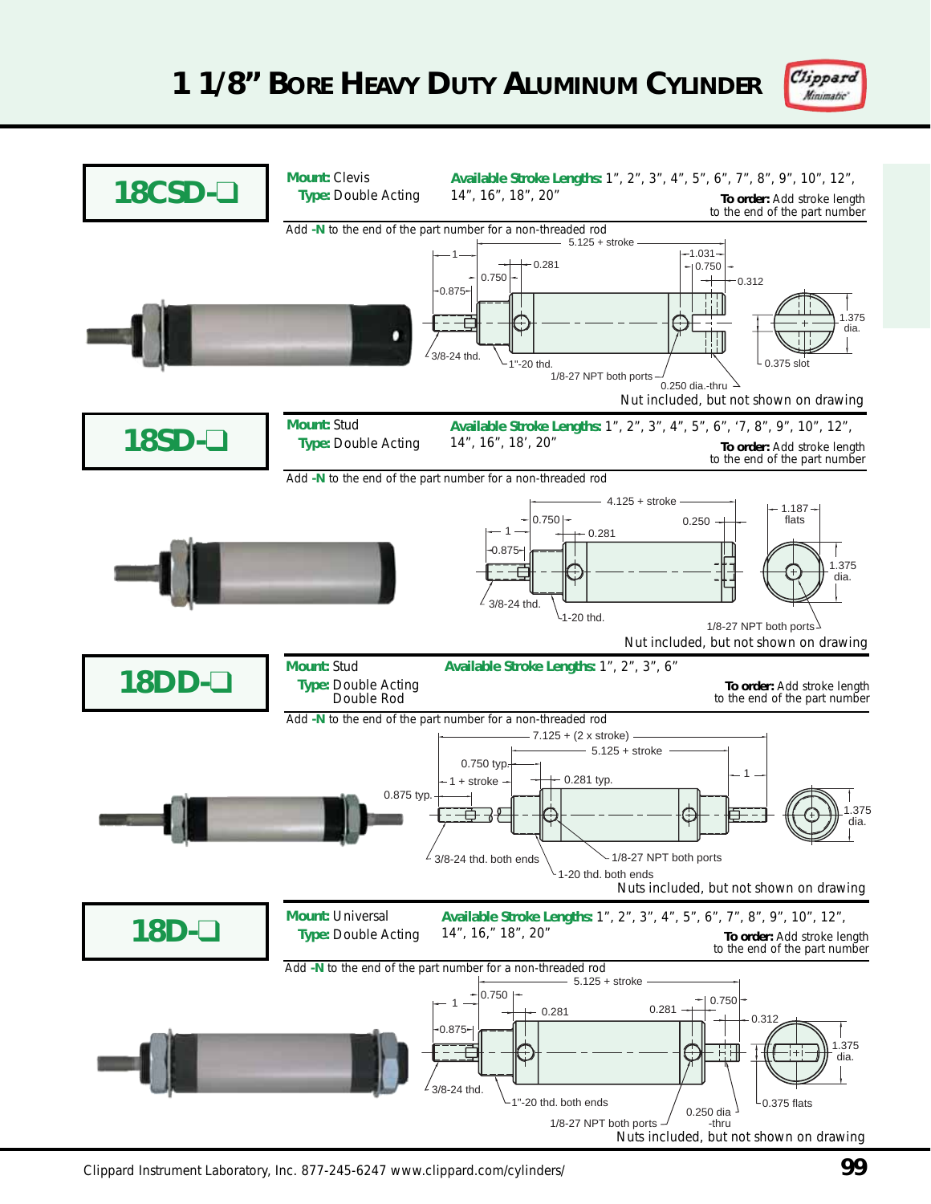# 1 1/8" Bore Heavy Duty Aluminum Cylinder

## 18CSD-❑

**Mount:** Clevis
**Type:** Double Acting

**Available Stroke Lengths:** 1", 2", 3", 4", 5", 6", 7", 8", 9", 10", 12", 14", 16", 18", 20"

**To order:** Add stroke length to the end of the part number

Add **-N** to the end of the part number for a non-threaded rod

5.125 + stroke, 1, 0.281, 1.031, 0.750, 0.750, 0.312, 0.875, 1.375 dia., 3/8-24 thd., 1"-20 thd., 1/8-27 NPT both ports, 0.250 dia.-thru, 0.375 slot

Nut included, but not shown on drawing

## 18SD-❑

**Mount:** Stud
**Type:** Double Acting

**Available Stroke Lengths:** 1", 2", 3", 4", 5", 6", '7, 8", 9", 10", 12", 14", 16", 18', 20"

**To order:** Add stroke length to the end of the part number

Add **-N** to the end of the part number for a non-threaded rod

4.125 + stroke, 0.750, 1, 0.281, 0.250, 1.187 flats, 0.875, 1.375 dia., 3/8-24 thd., 1-20 thd., 1/8-27 NPT both ports

Nut included, but not shown on drawing

## 18DD-❑

**Mount:** Stud
**Type:** Double Acting Double Rod

**Available Stroke Lengths:** 1", 2", 3", 6"

**To order:** Add stroke length to the end of the part number

Add **-N** to the end of the part number for a non-threaded rod

7.125 + (2 x stroke), 5.125 + stroke, 0.750 typ., 1 + stroke, 0.281 typ., 1, 0.875 typ., 1.375 dia., 3/8-24 thd. both ends, 1/8-27 NPT both ports, 1-20 thd. both ends

Nuts included, but not shown on drawing

## 18D-❑

**Mount:** Universal
**Type:** Double Acting

**Available Stroke Lengths:** 1", 2", 3", 4", 5", 6", 7", 8", 9", 10", 12", 14", 16," 18", 20"

**To order:** Add stroke length to the end of the part number

Add **-N** to the end of the part number for a non-threaded rod

5.125 + stroke, 1, 0.750, 0.281, 0.281, 0.750, 0.312, 0.875, 1.375 dia., 3/8-24 thd., 1"-20 thd. both ends, 0.250 dia -thru, 0.375 flats, 1/8-27 NPT both ports

Nuts included, but not shown on drawing

Clippard Instrument Laboratory, Inc. 877-245-6247 www.clippard.com/cylinders/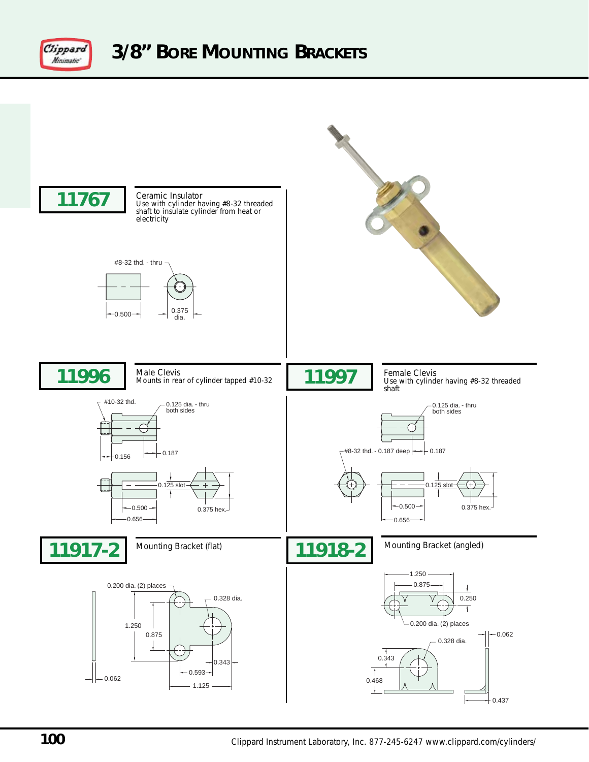# 3/8" Bore Mounting Brackets

## 11767

**Ceramic Insulator**
Use with cylinder having #8-32 threaded shaft to insulate cylinder from heat or electricity

#8-32 thd. - thru

0.500

0.375 dia.

## 11996

**Male Clevis**
Mounts in rear of cylinder tapped #10-32

#10-32 thd.

0.125 dia. - thru both sides

0.156

0.187

0.125 slot

0.500

0.656

0.375 hex.

## 11997

**Female Clevis**
Use with cylinder having #8-32 threaded shaft

0.125 dia. - thru both sides

#8-32 thd. - 0.187 deep

0.187

0.125 slot

0.500

0.656

0.375 hex.

## 11917-2

**Mounting Bracket (flat)**

0.200 dia. (2) places

0.328 dia.

1.250

0.875

0.343

0.593

1.125

0.062

## 11918-2

**Mounting Bracket (angled)**

1.250

0.875

0.250

0.200 dia. (2) places

0.062

0.328 dia.

0.343

0.468

0.437

Clippard Instrument Laboratory, Inc. 877-245-6247 www.clippard.com/cylinders/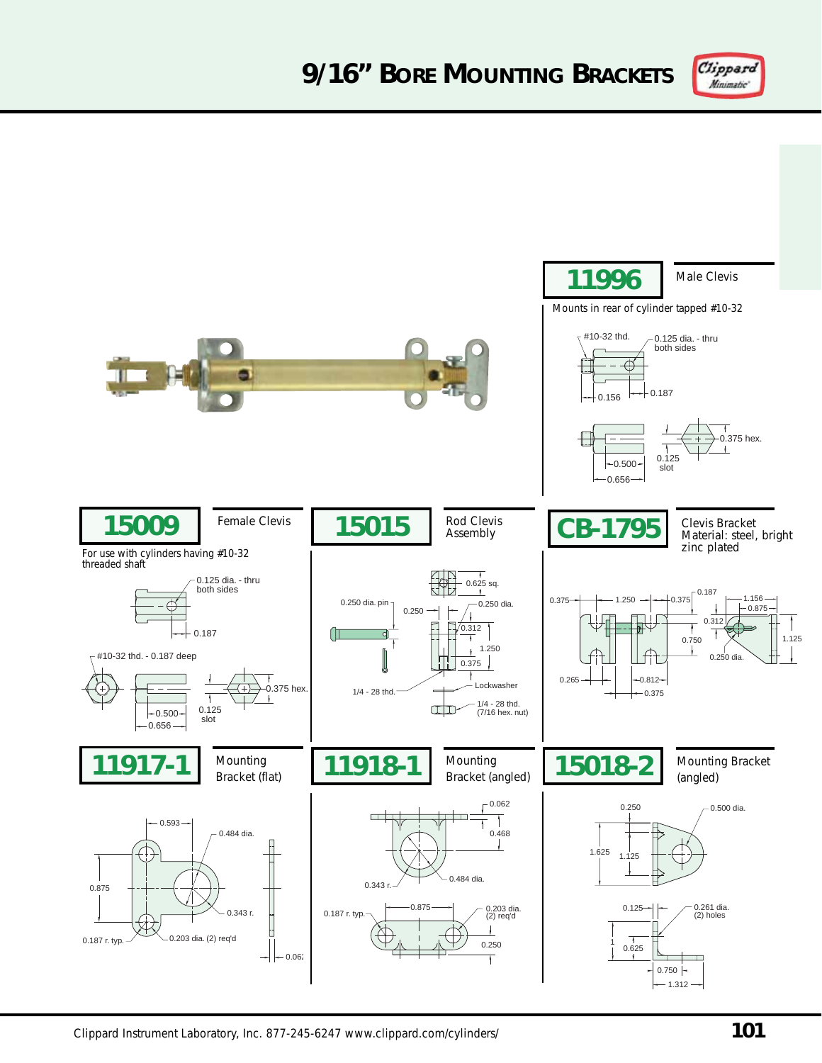# 9/16" Bore Mounting Brackets

## 11996 Male Clevis

Mounts in rear of cylinder tapped #10-32

#10-32 thd.
0.125 dia. - thru both sides
0.156
0.187
0.375 hex.
0.125 slot
0.500
0.656

## 15009 Female Clevis

For use with cylinders having #10-32 threaded shaft

0.125 dia. - thru both sides
0.187
#10-32 thd. - 0.187 deep
0.375 hex.
0.125 slot
0.500
0.656

## 15015 Rod Clevis Assembly

0.625 sq.
0.250 dia. pin
0.250
0.250 dia.
0.312
1.250
0.375
Lockwasher
1/4 - 28 thd.
1/4 - 28 thd. (7/16 hex. nut)

## CB-1795 Clevis Bracket

Material: steel, bright zinc plated

0.375
1.250
0.375
0.187
1.156
0.875
0.312
0.750
1.125
0.250 dia.
0.265
0.812
0.375

## 11917-1 Mounting Bracket (flat)

0.593
0.484 dia.
0.875
0.343 r.
0.187 r. typ.
0.203 dia. (2) req'd
0.062

## 11918-1 Mounting Bracket (angled)

0.062
0.468
0.484 dia.
0.343 r.
0.187 r. typ.
0.875
0.203 dia. (2) req'd
0.250

## 15018-2 Mounting Bracket (angled)

0.250
0.500 dia.
1.625
1.125
0.125
0.261 dia. (2) holes
1
0.625
0.750
1.312

Clippard Instrument Laboratory, Inc. 877-245-6247 www.clippard.com/cylinders/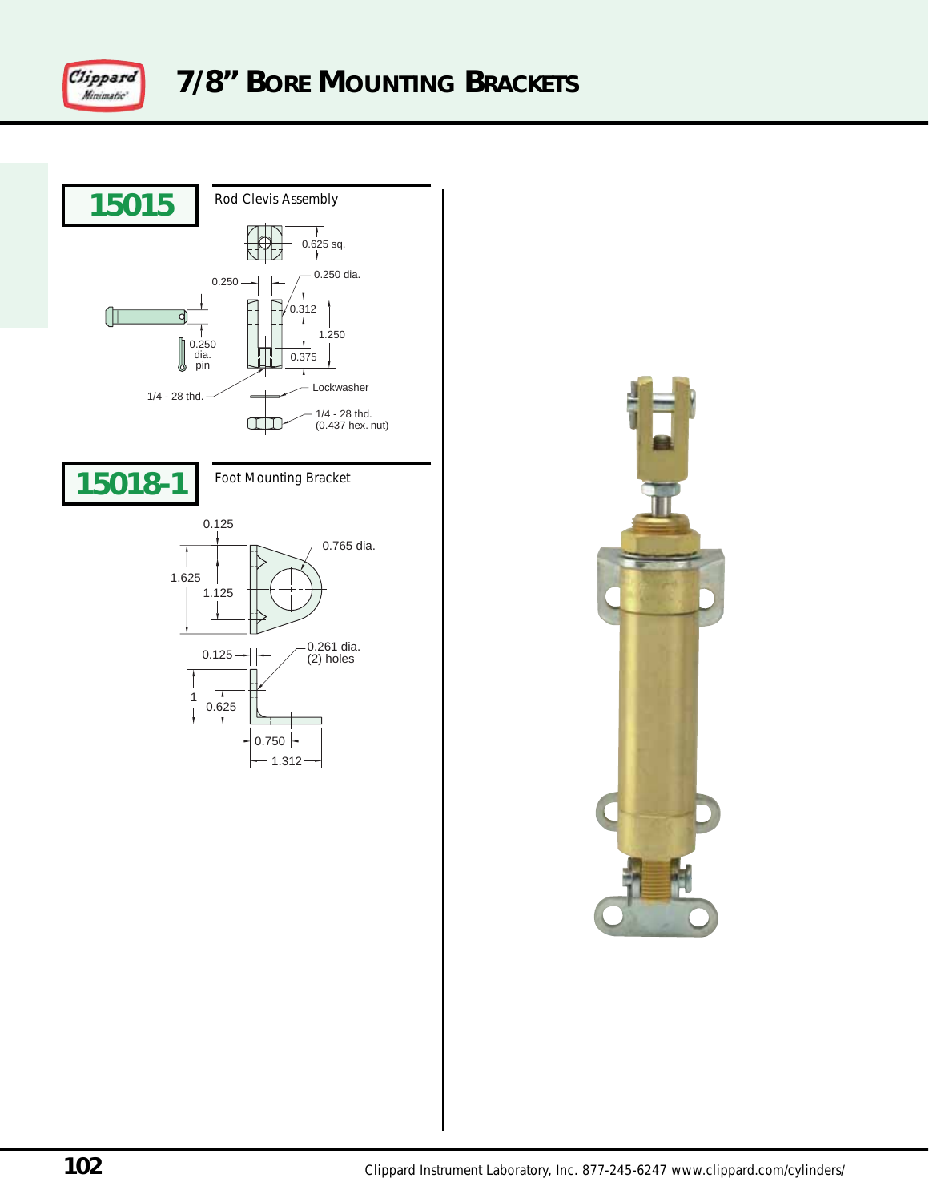# 7/8" Bore Mounting Brackets

## 15015

Rod Clevis Assembly

0.625 sq.

0.250

0.250 dia.

0.312

1.250

0.375

0.250 dia. pin

1/4 - 28 thd.

Lockwasher

1/4 - 28 thd. (0.437 hex. nut)

## 15018-1

Foot Mounting Bracket

0.125

0.765 dia.

1.625

1.125

0.125

0.261 dia. (2) holes

1

0.625

0.750

1.312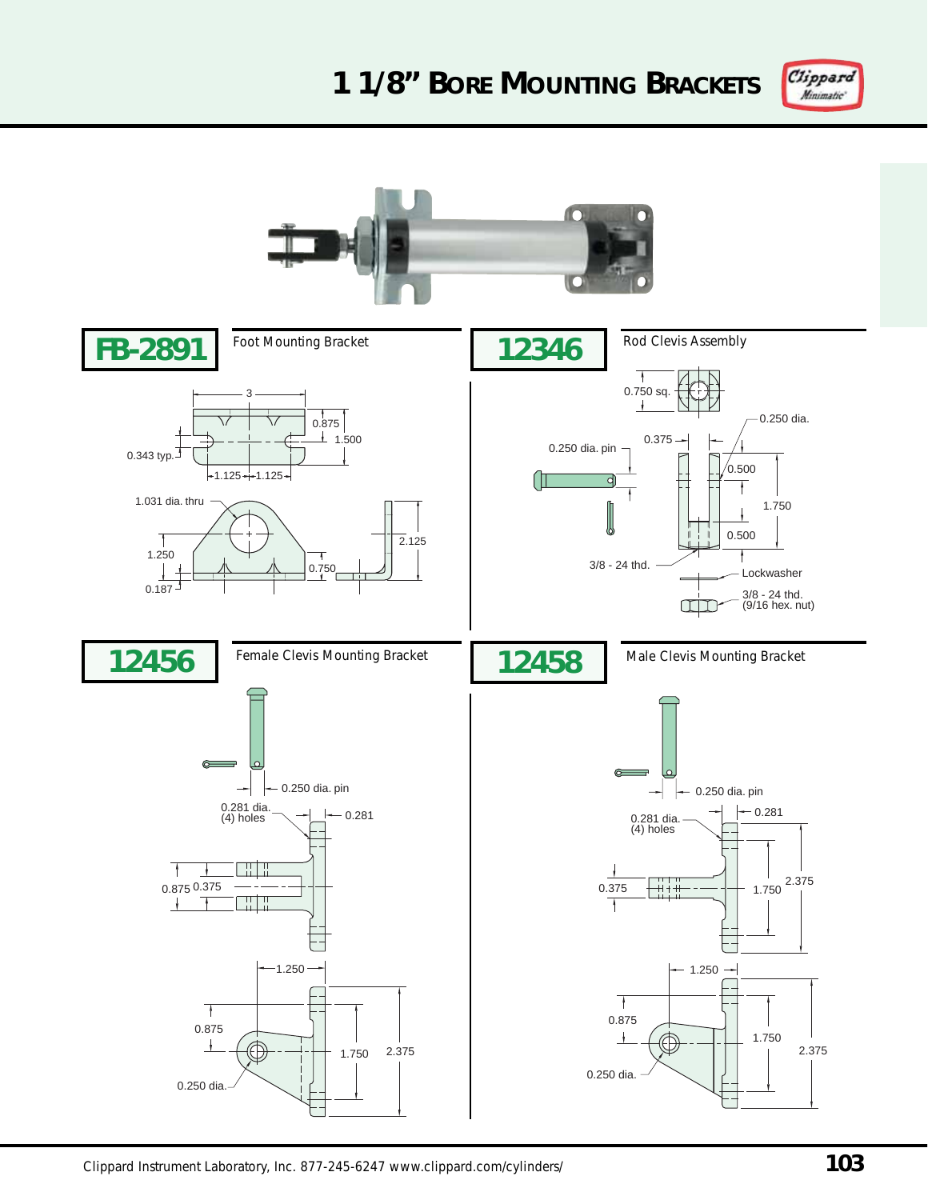# 1 1/8" Bore Mounting Brackets

## FB-2891

Foot Mounting Bracket

3
0.875
1.500
0.343 typ.
1.125
1.125
1.031 dia. thru
1.250
0.187
0.750
2.125

## 12346

Rod Clevis Assembly

0.750 sq.
0.250 dia.
0.375
0.250 dia. pin
0.500
1.750
0.500
3/8 - 24 thd.
Lockwasher
3/8 - 24 thd.
(9/16 hex. nut)

## 12456

Female Clevis Mounting Bracket

0.250 dia. pin
0.281 dia.
(4) holes
0.281
0.875
0.375
1.250
0.875
1.750
2.375
0.250 dia.

## 12458

Male Clevis Mounting Bracket

0.250 dia. pin
0.281 dia.
(4) holes
0.281
0.375
1.750
2.375
1.250
0.875
1.750
2.375
0.250 dia.

Clippard Instrument Laboratory, Inc. 877-245-6247 www.clippard.com/cylinders/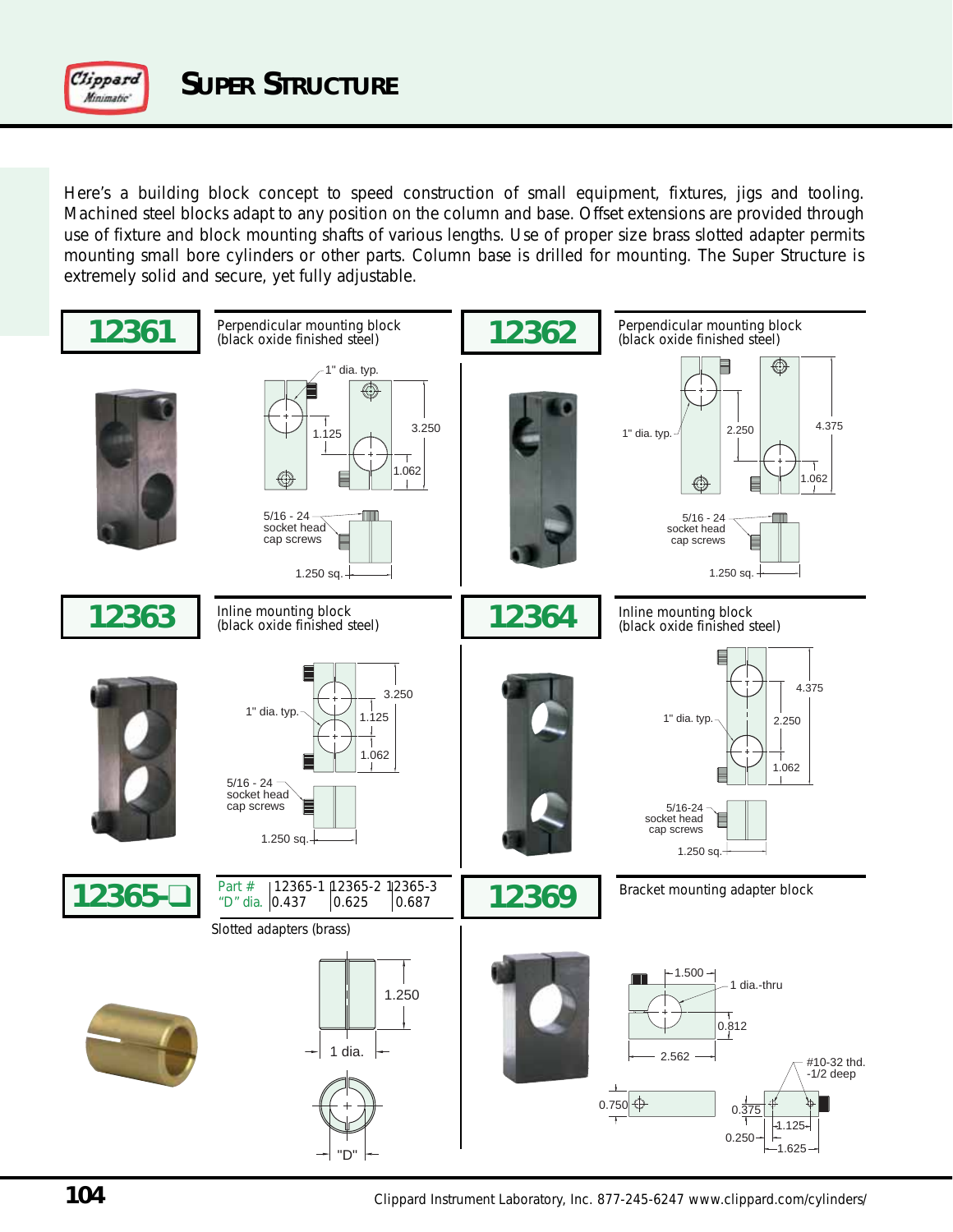# SUPER STRUCTURE

Here's a building block concept to speed construction of small equipment, fixtures, jigs and tooling. Machined steel blocks adapt to any position on the column and base. Offset extensions are provided through use of fixture and block mounting shafts of various lengths. Use of proper size brass slotted adapter permits mounting small bore cylinders or other parts. Column base is drilled for mounting. The Super Structure is extremely solid and secure, yet fully adjustable.

## 12361

Perpendicular mounting block
(black oxide finished steel)

1" dia. typ.
1.125
3.250
1.062
5/16 - 24 socket head cap screws
1.250 sq.

## 12362

Perpendicular mounting block
(black oxide finished steel)

1" dia. typ.
2.250
4.375
1.062
5/16 - 24 socket head cap screws
1.250 sq.

## 12363

Inline mounting block
(black oxide finished steel)

1" dia. typ.
3.250
1.125
1.062
5/16 - 24 socket head cap screws
1.250 sq.

## 12364

Inline mounting block
(black oxide finished steel)

1" dia. typ.
4.375
2.250
1.062
5/16-24 socket head cap screws
1.250 sq.

## 12365-❑

| Part # | 12365-1 | 12365-2 | 12365-3 |
|---|---|---|---|
| "D" dia. | 0.437 | 0.625 | 0.687 |

Slotted adapters (brass)

1.250
1 dia.
"D"

## 12369

Bracket mounting adapter block

1.500
1 dia.-thru
0.812
2.562
#10-32 thd. -1/2 deep
0.750
0.375
1.125
0.250
1.625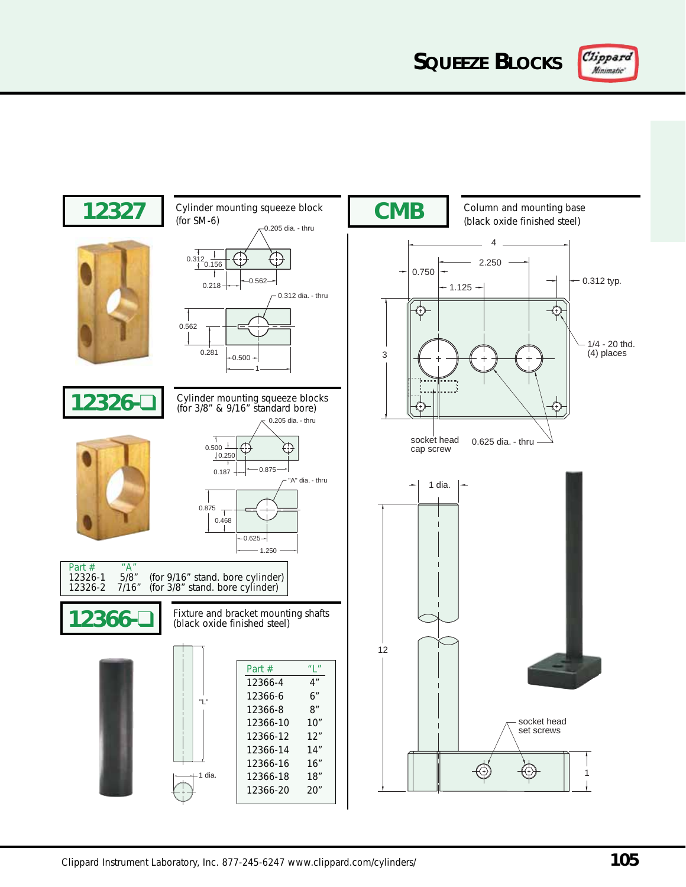# Squeeze Blocks

## 12327

Cylinder mounting squeeze block (for SM-6)

0.205 dia. - thru

0.312 dia. - thru

## 12326-❑

Cylinder mounting squeeze blocks (for 3/8" & 9/16" standard bore)

0.205 dia. - thru

"A" dia. - thru

| Part # | "A" | |
|---|---|---|
| 12326-1 | 5/8" | (for 9/16" stand. bore cylinder) |
| 12326-2 | 7/16" | (for 3/8" stand. bore cylinder) |

## 12366-❑

Fixture and bracket mounting shafts (black oxide finished steel)

1 dia.

| Part # | "L" |
|---|---|
| 12366-4 | 4" |
| 12366-6 | 6" |
| 12366-8 | 8" |
| 12366-10 | 10" |
| 12366-12 | 12" |
| 12366-14 | 14" |
| 12366-16 | 16" |
| 12366-18 | 18" |
| 12366-20 | 20" |

## CMB

Column and mounting base (black oxide finished steel)

1/4 - 20 thd. (4) places

socket head cap screw

0.625 dia. - thru

1 dia.

socket head set screws

Clippard Instrument Laboratory, Inc. 877-245-6247 www.clippard.com/cylinders/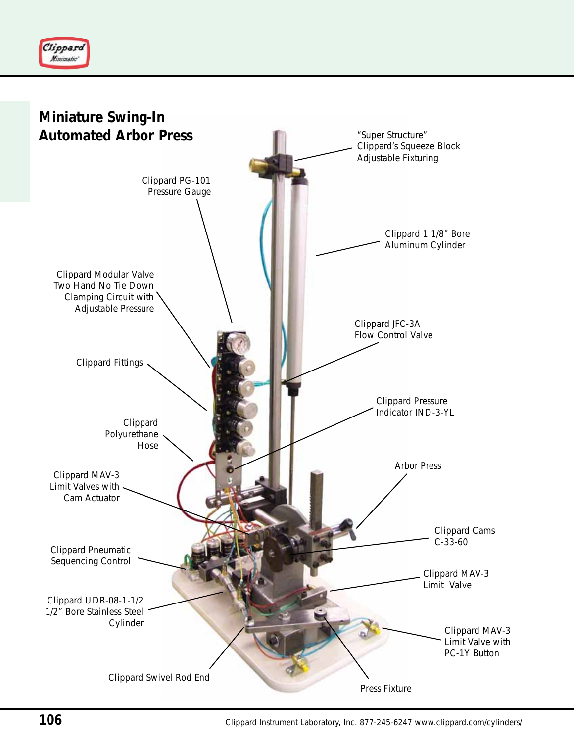# Miniature Swing-In Automated Arbor Press

"Super Structure"
Clippard's Squeeze Block
Adjustable Fixturing

Clippard PG-101
Pressure Gauge

Clippard 1 1/8" Bore
Aluminum Cylinder

Clippard Modular Valve
Two Hand No Tie Down
Clamping Circuit with
Adjustable Pressure

Clippard JFC-3A
Flow Control Valve

Clippard Fittings

Clippard Pressure
Indicator IND-3-YL

Clippard
Polyurethane
Hose

Arbor Press

Clippard MAV-3
Limit Valves with
Cam Actuator

Clippard Cams
C-33-60

Clippard Pneumatic
Sequencing Control

Clippard MAV-3
Limit Valve

Clippard UDR-08-1-1/2
1/2" Bore Stainless Steel
Cylinder

Clippard MAV-3
Limit Valve with
PC-1Y Button

Clippard Swivel Rod End

Press Fixture

Clippard Instrument Laboratory, Inc. 877-245-6247 www.clippard.com/cylinders/